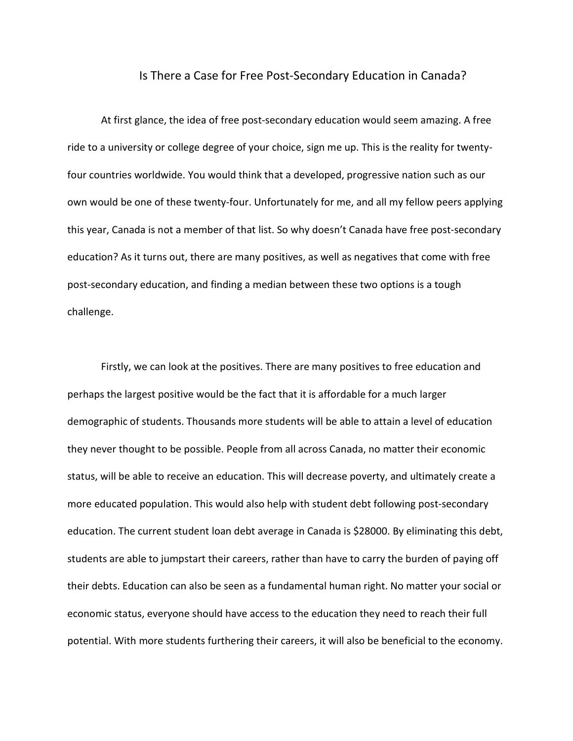# Is There a Case for Free Post-Secondary Education in Canada?

At first glance, the idea of free post-secondary education would seem amazing. A free ride to a university or college degree of your choice, sign me up. This is the reality for twenty-four countries worldwide. You would think that a developed, progressive nation such as our own would be one of these twenty-four. Unfortunately for me, and all my fellow peers applying this year, Canada is not a member of that list. So why doesn't Canada have free post-secondary education? As it turns out, there are many positives, as well as negatives that come with free post-secondary education, and finding a median between these two options is a tough challenge.

Firstly, we can look at the positives. There are many positives to free education and perhaps the largest positive would be the fact that it is affordable for a much larger demographic of students. Thousands more students will be able to attain a level of education they never thought to be possible. People from all across Canada, no matter their economic status, will be able to receive an education. This will decrease poverty, and ultimately create a more educated population. This would also help with student debt following post-secondary education. The current student loan debt average in Canada is $28000. By eliminating this debt, students are able to jumpstart their careers, rather than have to carry the burden of paying off their debts. Education can also be seen as a fundamental human right. No matter your social or economic status, everyone should have access to the education they need to reach their full potential. With more students furthering their careers, it will also be beneficial to the economy.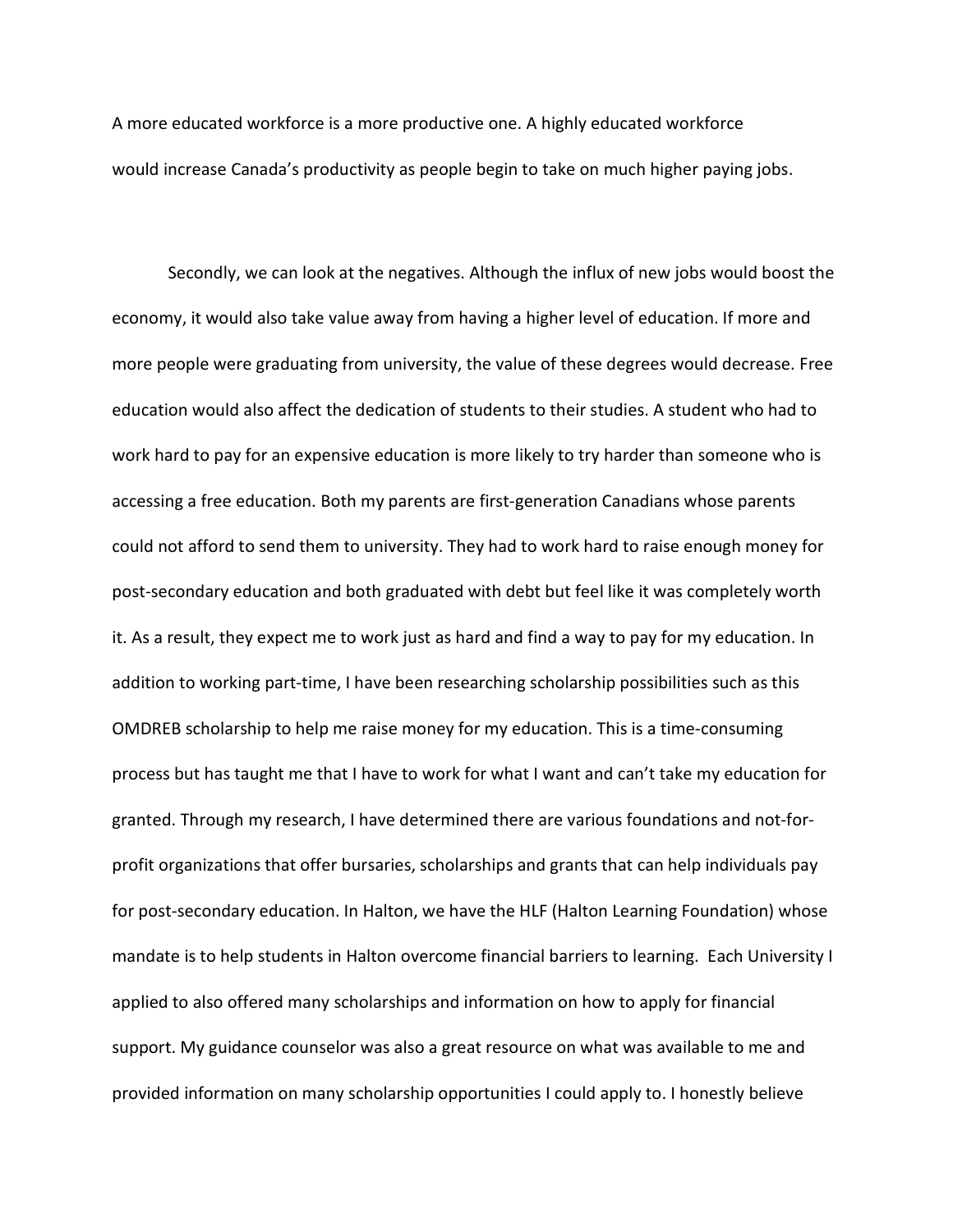A more educated workforce is a more productive one. A highly educated workforce would increase Canada's productivity as people begin to take on much higher paying jobs.

Secondly, we can look at the negatives. Although the influx of new jobs would boost the economy, it would also take value away from having a higher level of education. If more and more people were graduating from university, the value of these degrees would decrease. Free education would also affect the dedication of students to their studies. A student who had to work hard to pay for an expensive education is more likely to try harder than someone who is accessing a free education. Both my parents are first-generation Canadians whose parents could not afford to send them to university. They had to work hard to raise enough money for post-secondary education and both graduated with debt but feel like it was completely worth it. As a result, they expect me to work just as hard and find a way to pay for my education. In addition to working part-time, I have been researching scholarship possibilities such as this OMDREB scholarship to help me raise money for my education. This is a time-consuming process but has taught me that I have to work for what I want and can't take my education for granted. Through my research, I have determined there are various foundations and not-for-profit organizations that offer bursaries, scholarships and grants that can help individuals pay for post-secondary education. In Halton, we have the HLF (Halton Learning Foundation) whose mandate is to help students in Halton overcome financial barriers to learning. Each University I applied to also offered many scholarships and information on how to apply for financial support. My guidance counselor was also a great resource on what was available to me and provided information on many scholarship opportunities I could apply to. I honestly believe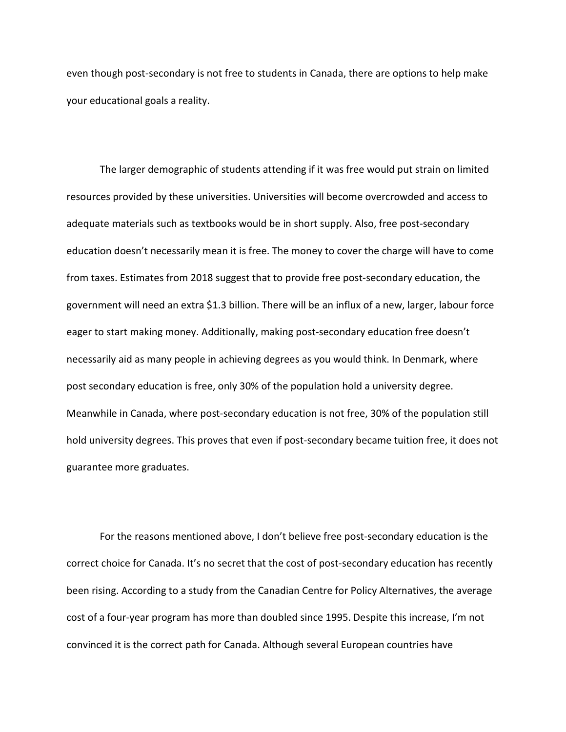even though post-secondary is not free to students in Canada, there are options to help make your educational goals a reality.

The larger demographic of students attending if it was free would put strain on limited resources provided by these universities. Universities will become overcrowded and access to adequate materials such as textbooks would be in short supply. Also, free post-secondary education doesn't necessarily mean it is free. The money to cover the charge will have to come from taxes. Estimates from 2018 suggest that to provide free post-secondary education, the government will need an extra $1.3 billion. There will be an influx of a new, larger, labour force eager to start making money. Additionally, making post-secondary education free doesn't necessarily aid as many people in achieving degrees as you would think. In Denmark, where post secondary education is free, only 30% of the population hold a university degree. Meanwhile in Canada, where post-secondary education is not free, 30% of the population still hold university degrees. This proves that even if post-secondary became tuition free, it does not guarantee more graduates.

For the reasons mentioned above, I don't believe free post-secondary education is the correct choice for Canada. It's no secret that the cost of post-secondary education has recently been rising. According to a study from the Canadian Centre for Policy Alternatives, the average cost of a four-year program has more than doubled since 1995. Despite this increase, I'm not convinced it is the correct path for Canada. Although several European countries have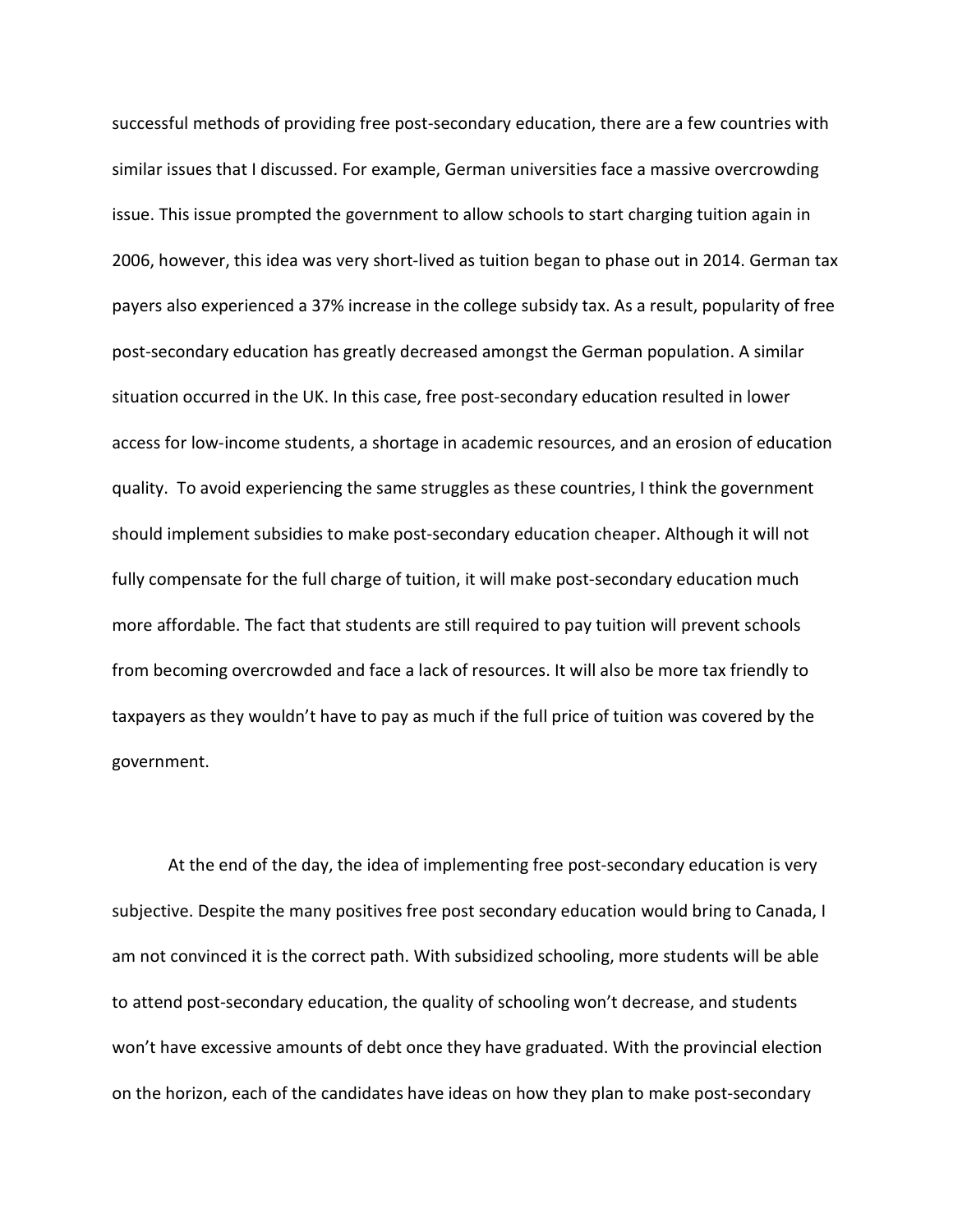successful methods of providing free post-secondary education, there are a few countries with similar issues that I discussed. For example, German universities face a massive overcrowding issue. This issue prompted the government to allow schools to start charging tuition again in 2006, however, this idea was very short-lived as tuition began to phase out in 2014. German tax payers also experienced a 37% increase in the college subsidy tax. As a result, popularity of free post-secondary education has greatly decreased amongst the German population. A similar situation occurred in the UK. In this case, free post-secondary education resulted in lower access for low-income students, a shortage in academic resources, and an erosion of education quality. To avoid experiencing the same struggles as these countries, I think the government should implement subsidies to make post-secondary education cheaper. Although it will not fully compensate for the full charge of tuition, it will make post-secondary education much more affordable. The fact that students are still required to pay tuition will prevent schools from becoming overcrowded and face a lack of resources. It will also be more tax friendly to taxpayers as they wouldn't have to pay as much if the full price of tuition was covered by the government.

At the end of the day, the idea of implementing free post-secondary education is very subjective. Despite the many positives free post secondary education would bring to Canada, I am not convinced it is the correct path. With subsidized schooling, more students will be able to attend post-secondary education, the quality of schooling won't decrease, and students won't have excessive amounts of debt once they have graduated. With the provincial election on the horizon, each of the candidates have ideas on how they plan to make post-secondary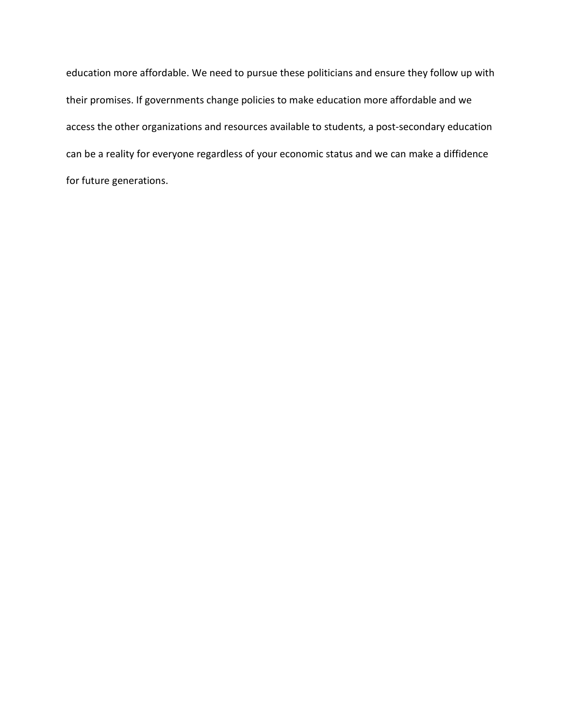education more affordable. We need to pursue these politicians and ensure they follow up with their promises. If governments change policies to make education more affordable and we access the other organizations and resources available to students, a post-secondary education can be a reality for everyone regardless of your economic status and we can make a diffidence for future generations.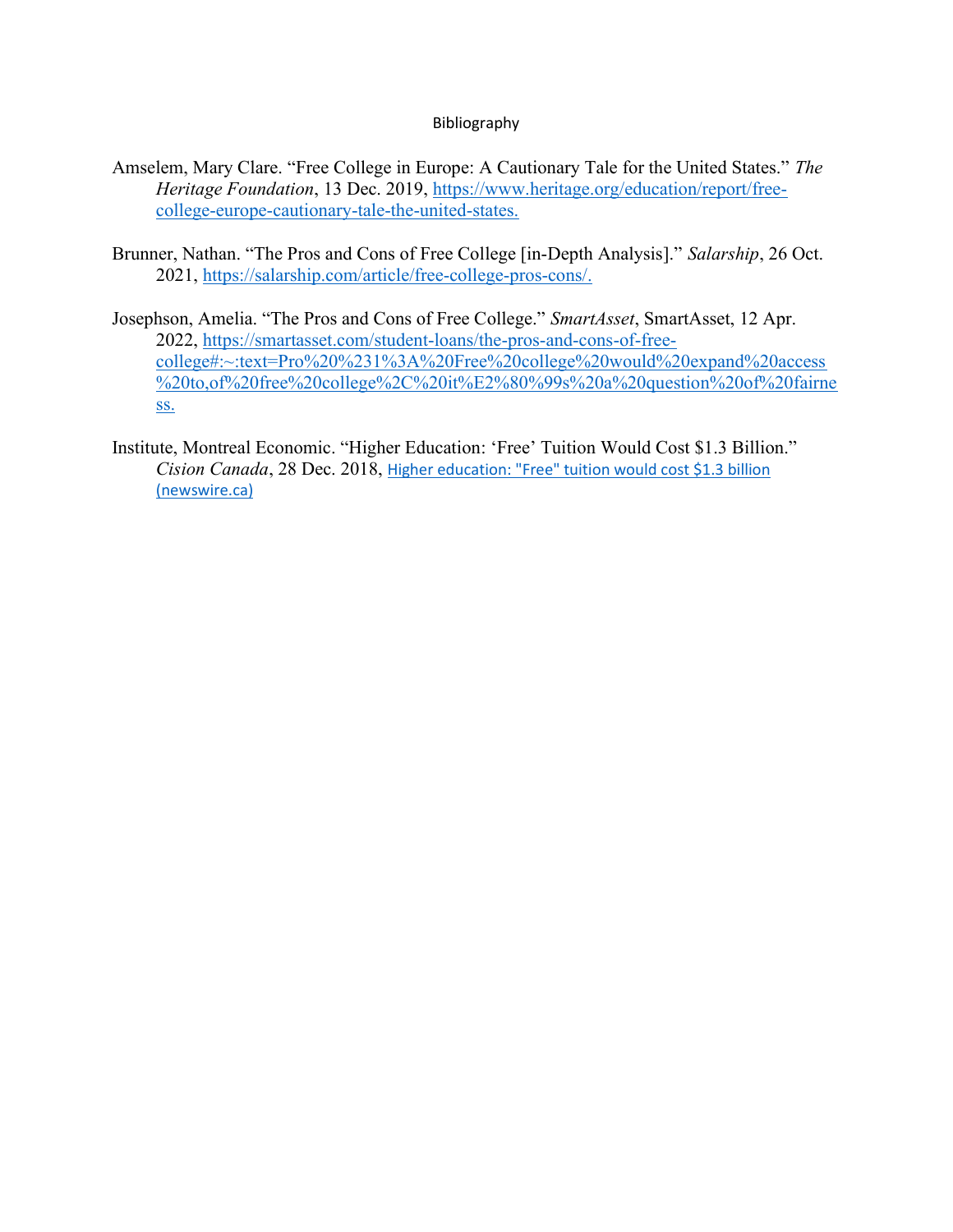# Bibliography

Amselem, Mary Clare. "Free College in Europe: A Cautionary Tale for the United States." *The Heritage Foundation*, 13 Dec. 2019, https://www.heritage.org/education/report/free-college-europe-cautionary-tale-the-united-states.

Brunner, Nathan. "The Pros and Cons of Free College [in-Depth Analysis]." *Salarship*, 26 Oct. 2021, https://salarship.com/article/free-college-pros-cons/.

Josephson, Amelia. "The Pros and Cons of Free College." *SmartAsset*, SmartAsset, 12 Apr. 2022, https://smartasset.com/student-loans/the-pros-and-cons-of-free-college#:~:text=Pro%20%231%3A%20Free%20college%20would%20expand%20access%20to,of%20free%20college%2C%20it%E2%80%99s%20a%20question%20of%20fairness.

Institute, Montreal Economic. "Higher Education: 'Free' Tuition Would Cost $1.3 Billion." *Cision Canada*, 28 Dec. 2018, Higher education: "Free" tuition would cost $1.3 billion (newswire.ca)